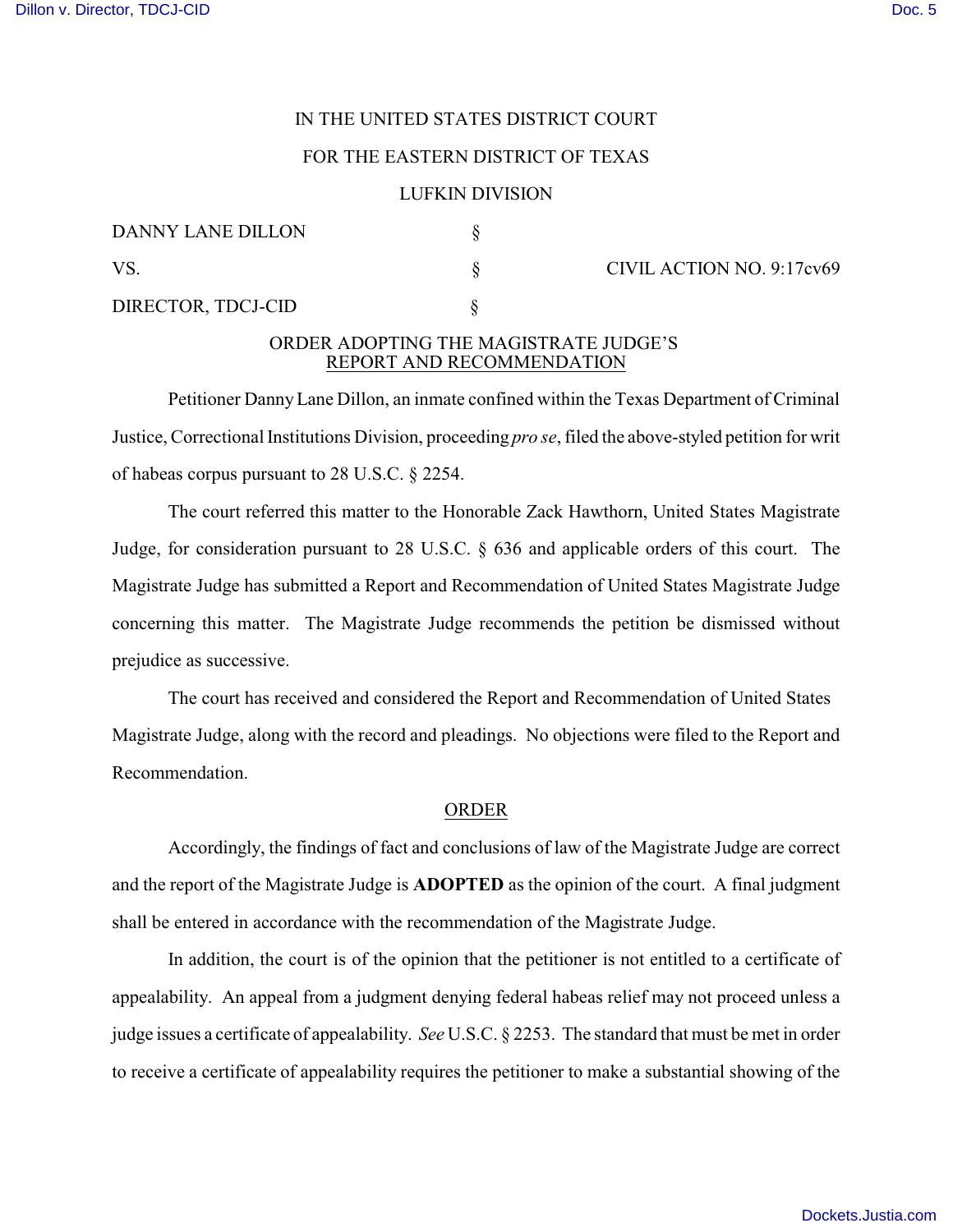IN THE UNITED STATES DISTRICT COURT

FOR THE EASTERN DISTRICT OF TEXAS

LUFKIN DIVISION

| | | |
|---|---|---|
| DANNY LANE DILLON | § | |
| VS. | § | CIVIL ACTION NO. 9:17cv69 |
| DIRECTOR, TDCJ-CID | § | |

ORDER ADOPTING THE MAGISTRATE JUDGE'S REPORT AND RECOMMENDATION

Petitioner Danny Lane Dillon, an inmate confined within the Texas Department of Criminal Justice, Correctional Institutions Division, proceeding *pro se*, filed the above-styled petition for writ of habeas corpus pursuant to 28 U.S.C. § 2254.

The court referred this matter to the Honorable Zack Hawthorn, United States Magistrate Judge, for consideration pursuant to 28 U.S.C. § 636 and applicable orders of this court. The Magistrate Judge has submitted a Report and Recommendation of United States Magistrate Judge concerning this matter. The Magistrate Judge recommends the petition be dismissed without prejudice as successive.

The court has received and considered the Report and Recommendation of United States Magistrate Judge, along with the record and pleadings. No objections were filed to the Report and Recommendation.

ORDER

Accordingly, the findings of fact and conclusions of law of the Magistrate Judge are correct and the report of the Magistrate Judge is **ADOPTED** as the opinion of the court. A final judgment shall be entered in accordance with the recommendation of the Magistrate Judge.

In addition, the court is of the opinion that the petitioner is not entitled to a certificate of appealability. An appeal from a judgment denying federal habeas relief may not proceed unless a judge issues a certificate of appealability. *See* U.S.C. § 2253. The standard that must be met in order to receive a certificate of appealability requires the petitioner to make a substantial showing of the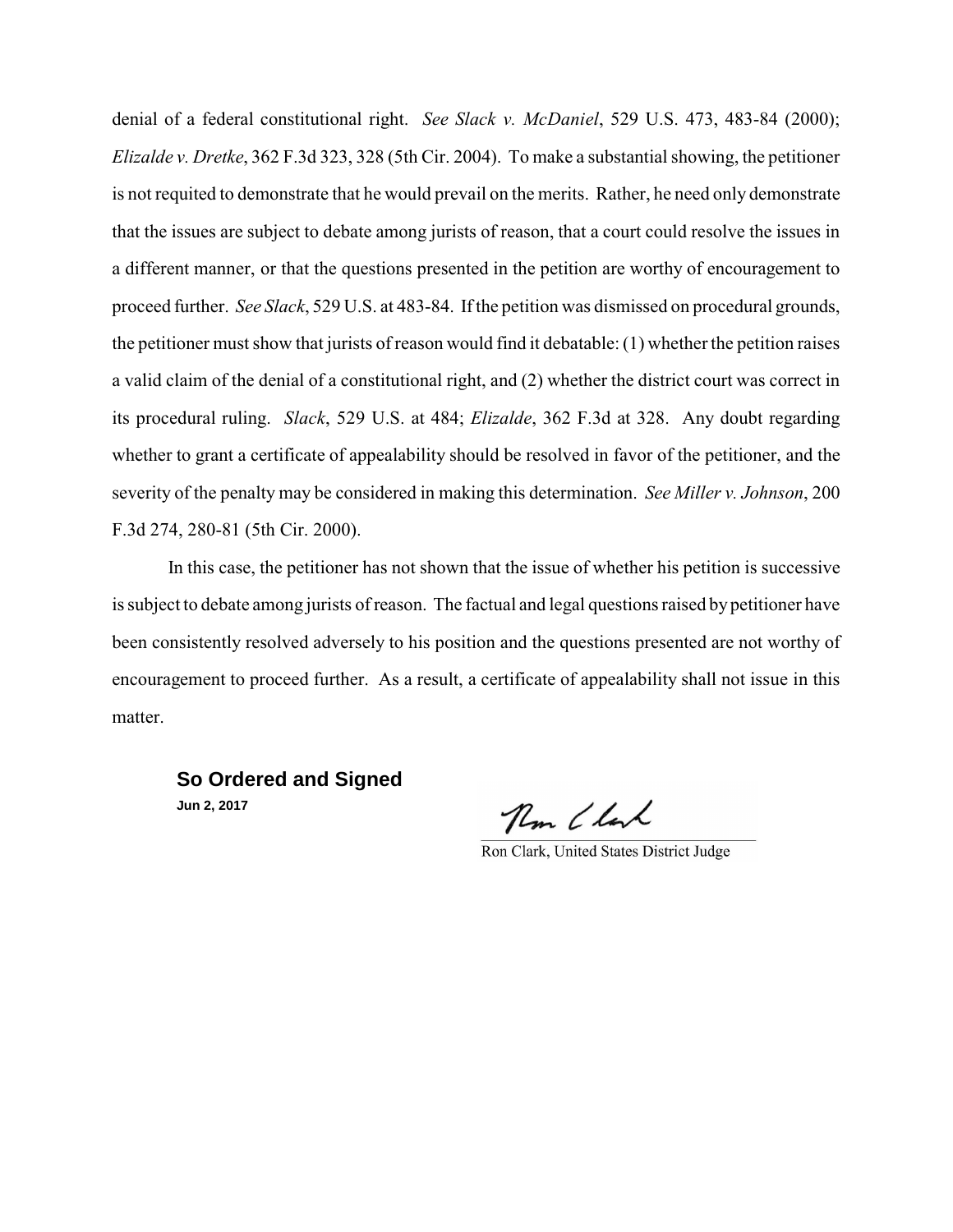denial of a federal constitutional right. *See Slack v. McDaniel*, 529 U.S. 473, 483-84 (2000); *Elizalde v. Dretke*, 362 F.3d 323, 328 (5th Cir. 2004). To make a substantial showing, the petitioner is not requited to demonstrate that he would prevail on the merits. Rather, he need only demonstrate that the issues are subject to debate among jurists of reason, that a court could resolve the issues in a different manner, or that the questions presented in the petition are worthy of encouragement to proceed further. *See Slack*, 529 U.S. at 483-84. If the petition was dismissed on procedural grounds, the petitioner must show that jurists of reason would find it debatable: (1) whether the petition raises a valid claim of the denial of a constitutional right, and (2) whether the district court was correct in its procedural ruling. *Slack*, 529 U.S. at 484; *Elizalde*, 362 F.3d at 328. Any doubt regarding whether to grant a certificate of appealability should be resolved in favor of the petitioner, and the severity of the penalty may be considered in making this determination. *See Miller v. Johnson*, 200 F.3d 274, 280-81 (5th Cir. 2000).

In this case, the petitioner has not shown that the issue of whether his petition is successive is subject to debate among jurists of reason. The factual and legal questions raised by petitioner have been consistently resolved adversely to his position and the questions presented are not worthy of encouragement to proceed further. As a result, a certificate of appealability shall not issue in this matter.

**So Ordered and Signed**

**Jun 2, 2017**

Ron Clark, United States District Judge